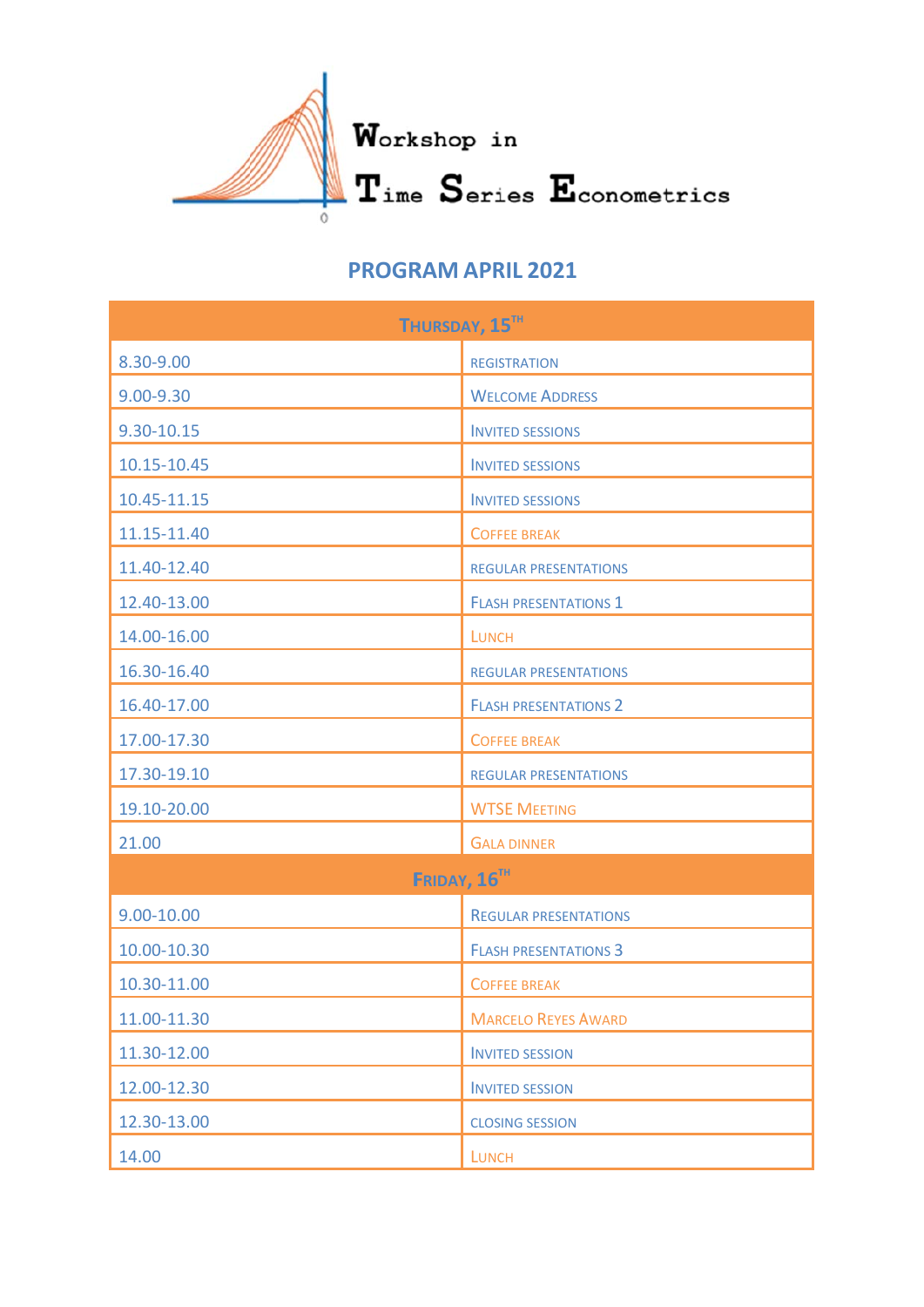# Workshop in Time Series Econometrics

## PROGRAM APRIL 2021

| Thursday, 15th | |
|---|---|
| 8.30-9.00 | REGISTRATION |
| 9.00-9.30 | Welcome Address |
| 9.30-10.15 | Invited sessions |
| 10.15-10.45 | Invited sessions |
| 10.45-11.15 | Invited sessions |
| 11.15-11.40 | Coffee break |
| 11.40-12.40 | REGULAR PRESENTATIONS |
| 12.40-13.00 | Flash presentations 1 |
| 14.00-16.00 | Lunch |
| 16.30-16.40 | REGULAR PRESENTATIONS |
| 16.40-17.00 | Flash presentations 2 |
| 17.00-17.30 | Coffee break |
| 17.30-19.10 | REGULAR PRESENTATIONS |
| 19.10-20.00 | WTSE Meeting |
| 21.00 | Gala dinner |
| **Friday, 16th** | |
| 9.00-10.00 | Regular presentations |
| 10.00-10.30 | Flash presentations 3 |
| 10.30-11.00 | Coffee break |
| 11.00-11.30 | Marcelo Reyes Award |
| 11.30-12.00 | Invited session |
| 12.00-12.30 | Invited session |
| 12.30-13.00 | CLOSING SESSION |
| 14.00 | Lunch |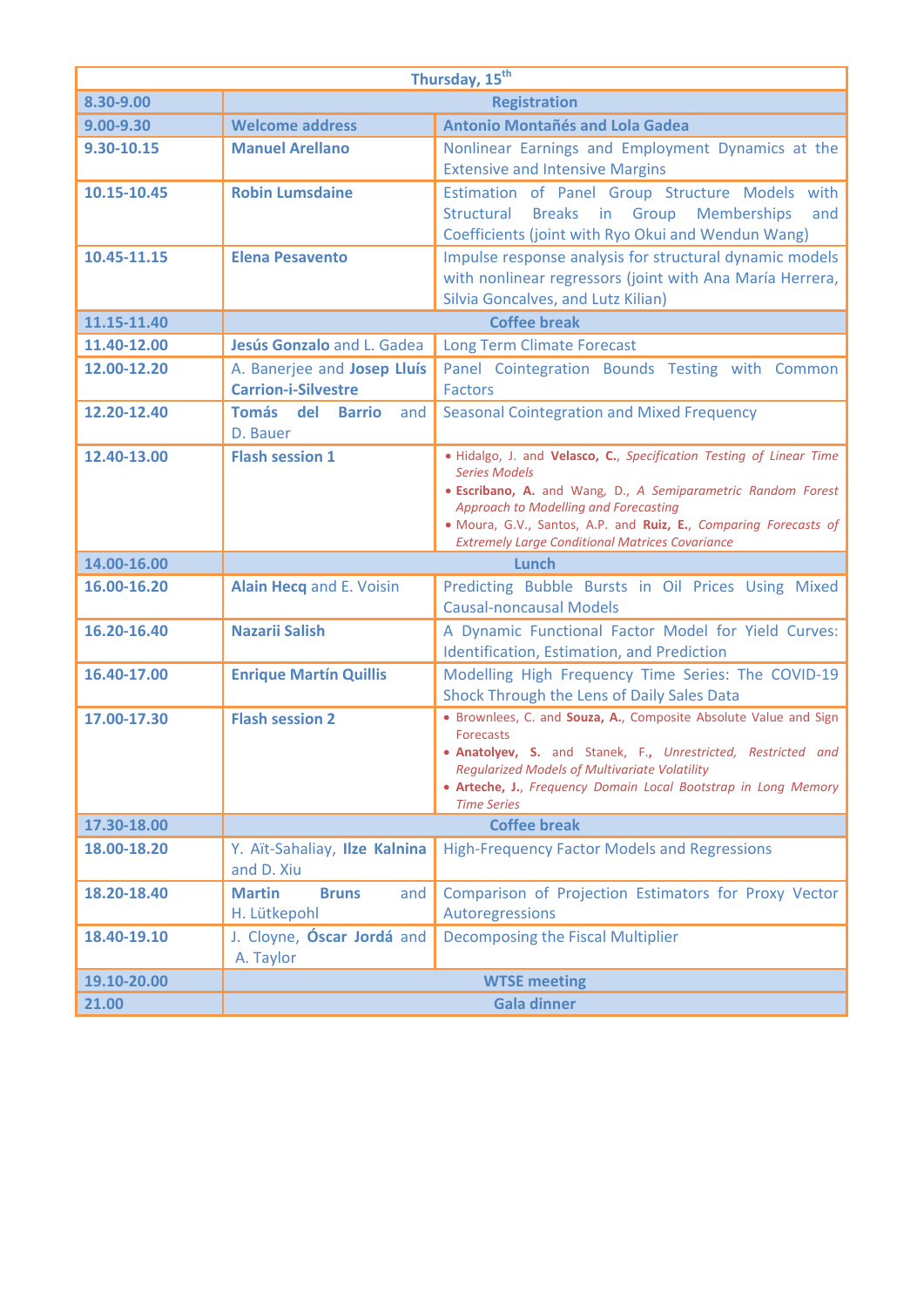| Thursday, 15th | | |
|---|---|---|
| **8.30-9.00** | **Registration** | |
| **9.00-9.30** | **Welcome address** | **Antonio Montañés and Lola Gadea** |
| **9.30-10.15** | **Manuel Arellano** | Nonlinear Earnings and Employment Dynamics at the Extensive and Intensive Margins |
| **10.15-10.45** | **Robin Lumsdaine** | Estimation of Panel Group Structure Models with Structural Breaks in Group Memberships and Coefficients (joint with Ryo Okui and Wendun Wang) |
| **10.45-11.15** | **Elena Pesavento** | Impulse response analysis for structural dynamic models with nonlinear regressors (joint with Ana María Herrera, Silvia Goncalves, and Lutz Kilian) |
| **11.15-11.40** | **Coffee break** | |
| **11.40-12.00** | **Jesús Gonzalo** and L. Gadea | Long Term Climate Forecast |
| **12.00-12.20** | A. Banerjee and **Josep Lluís Carrion-i-Silvestre** | Panel Cointegration Bounds Testing with Common Factors |
| **12.20-12.40** | **Tomás del Barrio** and D. Bauer | Seasonal Cointegration and Mixed Frequency |
| **12.40-13.00** | **Flash session 1** | • Hidalgo, J. and **Velasco, C.**, *Specification Testing of Linear Time Series Models*<br>• **Escribano, A.** and Wang, D., *A Semiparametric Random Forest Approach to Modelling and Forecasting*<br>• Moura, G.V., Santos, A.P. and **Ruiz, E.**, *Comparing Forecasts of Extremely Large Conditional Matrices Covariance* |
| **14.00-16.00** | **Lunch** | |
| **16.00-16.20** | **Alain Hecq** and E. Voisin | Predicting Bubble Bursts in Oil Prices Using Mixed Causal-noncausal Models |
| **16.20-16.40** | **Nazarii Salish** | A Dynamic Functional Factor Model for Yield Curves: Identification, Estimation, and Prediction |
| **16.40-17.00** | **Enrique Martín Quillis** | Modelling High Frequency Time Series: The COVID-19 Shock Through the Lens of Daily Sales Data |
| **17.00-17.30** | **Flash session 2** | • Brownlees, C. and **Souza, A.**, Composite Absolute Value and Sign Forecasts<br>• **Anatolyev, S.** and Stanek, F., *Unrestricted, Restricted and Regularized Models of Multivariate Volatility*<br>• **Arteche, J.**, *Frequency Domain Local Bootstrap in Long Memory Time Series* |
| **17.30-18.00** | **Coffee break** | |
| **18.00-18.20** | Y. Aït-Sahaliay, **Ilze Kalnina** and D. Xiu | High-Frequency Factor Models and Regressions |
| **18.20-18.40** | **Martin Bruns** and H. Lütkepohl | Comparison of Projection Estimators for Proxy Vector Autoregressions |
| **18.40-19.10** | J. Cloyne, **Óscar Jordá** and A. Taylor | Decomposing the Fiscal Multiplier |
| **19.10-20.00** | **WTSE meeting** | |
| **21.00** | **Gala dinner** | |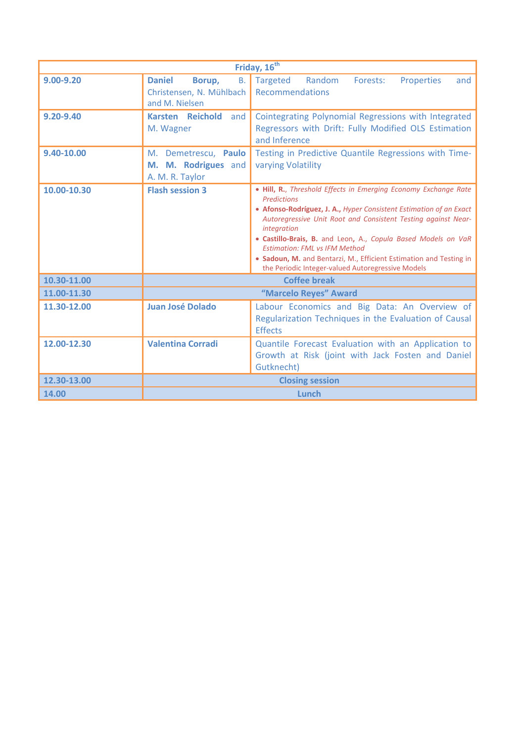| Friday, 16th | | |
|---|---|---|
| **9.00-9.20** | **Daniel Borup,** B. Christensen, N. Mühlbach and M. Nielsen | Targeted Random Forests: Properties and Recommendations |
| **9.20-9.40** | **Karsten Reichold** and M. Wagner | Cointegrating Polynomial Regressions with Integrated Regressors with Drift: Fully Modified OLS Estimation and Inference |
| **9.40-10.00** | M. Demetrescu, **Paulo M. M. Rodrigues** and A. M. R. Taylor | Testing in Predictive Quantile Regressions with Time-varying Volatility |
| **10.00-10.30** | **Flash session 3** | • **Hill, R.**, *Threshold Effects in Emerging Economy Exchange Rate Predictions* <br> • **Afonso-Rodríguez, J. A.,** *Hyper Consistent Estimation of an Exact Autoregressive Unit Root and Consistent Testing against Near-integration* <br> • **Castillo-Brais, B.** and Leon, A., *Copula Based Models on VaR Estimation: FML vs IFM Method* <br> • **Sadoun, M.** and Bentarzi, M., Efficient Estimation and Testing in the Periodic Integer-valued Autoregressive Models |
| **10.30-11.00** | **Coffee break** | |
| **11.00-11.30** | **"Marcelo Reyes" Award** | |
| **11.30-12.00** | **Juan José Dolado** | Labour Economics and Big Data: An Overview of Regularization Techniques in the Evaluation of Causal Effects |
| **12.00-12.30** | **Valentina Corradi** | Quantile Forecast Evaluation with an Application to Growth at Risk (joint with Jack Fosten and Daniel Gutknecht) |
| **12.30-13.00** | **Closing session** | |
| **14.00** | **Lunch** | |